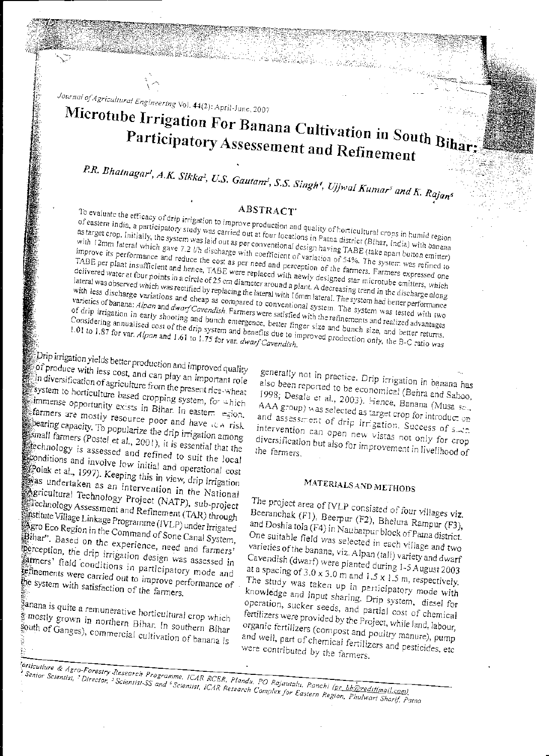# Microtube Irrigation For Banana Cultivation in South Bihar: Participatory Assessement and Refinement

*P.R. Bhatnagar[1], A.K. Sikka[2], U.S. Gautam[3], S.S. Singh[4], Ujjwal Kumar[3] and K. Rajan[4]*

## ABSTRACT

To evaluate the efficacy of drip irrigation to improve production and quality of horticultural crops in humid region of eastern India, a participatory study was carried out at four locations in Patna district (Bihar, India) with banana as target crop. Initially, the system was laid out as per conventional design having TABE (take apart button emitter) with 12mm lateral which gave 7.2 l/h discharge with coefficient of variation of 54%. The system was refined to improve its performance and reduce the cost as per need and perception of the farmers. Farmers expressed one TABE per plant insufficient and hence, TABE were replaced with newly designed star microtube emitters, which delivered water at four points in a circle of 25 cm diameter around a plant. A decreasing trend in the discharge along lateral was observed which was rectified by replacing the lateral with 16mm lateral. The system had better performance with less discharge variations and cheap as compared to conventional system. The system was tested with two varieties of banana: *Alpan* and *dwarf Cavendish*. Farmers were satisfied with the refinements and realized advantages of drip irrigation in early shooting and bunch emergence, better finger size and bunch size, and better returns. Considering annualised cost of the drip system and benefits due to improved production only, the B-C ratio was 1.01 to 1.87 for var. *Alpan* and 1.61 to 1.75 for var. *dwarf Cavendish*.

Drip irrigation yields better production and improved quality of produce with less cost, and can play an important role in diversification of agriculture from the present rice-wheat system to horticulture based cropping system, for which immense opportunity exists in Bihar. In eastern region, farmers are mostly resource poor and have low risk bearing capacity. To popularize the drip irrigation among small farmers (Postel et al., 2001), it is essential that the technology is assessed and refined to suit the local conditions and involve low initial and operational cost (Polak et al., 1997). Keeping this in view, drip irrigation was undertaken as an intervention in the National Agricultural Technology Project (NATP), sub-project Technology Assessment and Refinement (TAR) through Institute Village Linkage Programme (IVLP) under Irrigated Agro Eco Region in the Command of Sone Canal System, Bihar". Based on the experience, need and farmers' perception, the drip irrigation design was assessed in farmers' field conditions in participatory mode and refinements were carried out to improve performance of the system with satisfaction of the farmers.

Banana is quite a remunerative horticultural crop which is mostly grown in northern Bihar. In southern Bihar (south of Ganges), commercial cultivation of banana is generally not in practice. Drip irrigation in banana has also been reported to be economical (Behra and Sahoo, 1998; Desale et al., 2003). Hence, Banana (Musa sp., AAA group) was selected as target crop for introduction and assessment of drip irrigation. Success of such intervention can open new vistas not only for crop diversification but also for improvement in livelihood of the farmers.

## MATERIALS AND METHODS

The project area of IVLP consisted of four villages viz. Beeranchak (F1), Beerpur (F2), Bhelura Rampur (F3), and Doshia tola (F4) in Naubatpur block of Patna district. One suitable field was selected in each village and two varieties of the banana, viz. Alpan (tall) variety and dwarf Cavendish (dwarf) were planted during 1-5 August 2003 at a spacing of 3.0 x 3.0 m and 1.5 x 1.5 m, respectively. The study was taken up in participatory mode with knowledge and input sharing. Drip system, diesel for operation, sucker seeds, and partial cost of chemical fertilizers were provided by the Project, while land, labour, organic fertilizers (compost and poultry manure), pump and well, part of chemical fertilizers and pesticides, etc were contributed by the farmers.

---

Horticulture & Agro-Forestry Research Programme, ICAR RCER, Plandu, PO Rajaulatu, Ranchi (pr_bh@rediffmail.com)
[1] Senior Scientist, [2] Director, [3] Scientist-SS and [4] Scientist, ICAR Research Complex for Eastern Region, Phulwari Sharif, Patna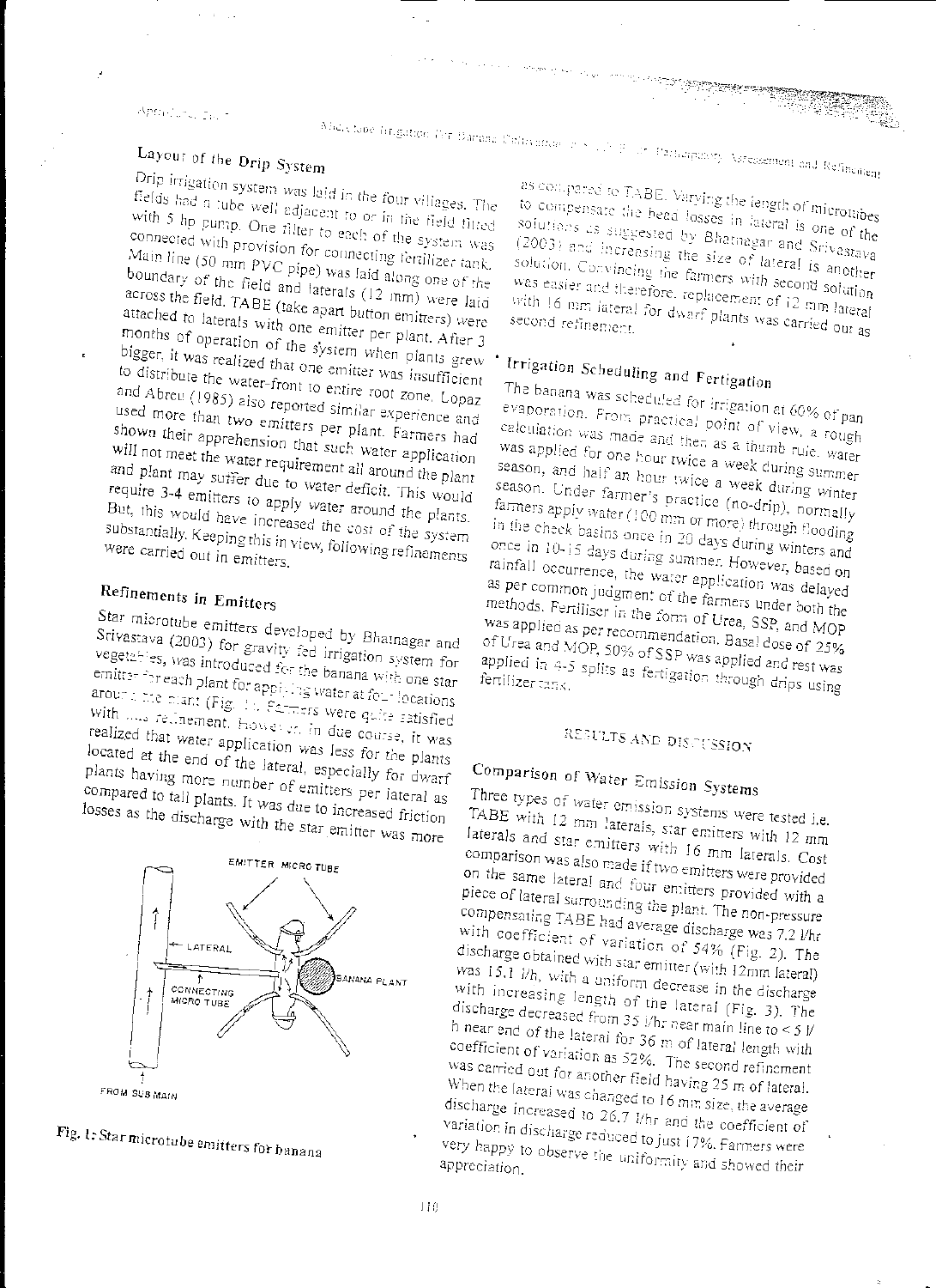## Layout of the Drip System

Drip irrigation system was laid in the four villages. The fields had a tube well adjacent to or in the field fitted with 5 hp pump. One filter to each of the system was connected with provision for connecting fertilizer tank. Main line (50 mm PVC pipe) was laid along one of the boundary of the field and laterals (12 mm) were laid across the field. TABE (take apart button emitters) were attached to laterals with one emitter per plant. After 3 months of operation of the system when plants grew bigger, it was realized that one emitter was insufficient to distribute the water-front to entire root zone. Lopaz and Abreu (1985) also reported similar experience and used more than two emitters per plant. Farmers had shown their apprehension that such water application will not meet the water requirement all around the plant and plant may suffer due to water deficit. This would require 3-4 emitters to apply water around the plants. But, this would have increased the cost of the system substantially. Keeping this in view, following refinements were carried out in emitters.

## Refinements in Emitters

Star microtube emitters developed by Bhatnagar and Srivastava (2003) for gravity fed irrigation system for vegetables, was introduced for the banana with one star emitter for each plant for applying water at four locations around the plant (Fig. 1). Farmers were quite satisfied with this refinement. However, in due course, it was realized that water application was less for the plants located at the end of the lateral, especially for dwarf plants having more number of emitters per lateral as compared to tall plants. It was due to increased friction losses as the discharge with the star emitter was more

EMITTER MICRO TUBE

LATERAL

CONNECTING MICRO TUBE

BANANA PLANT

FROM SUB MAIN

Fig. 1: Star microtube emitters for banana

as compared to TABE. Varying the length of microtubes to compensate the head losses in lateral is one of the solutions as suggested by Bhatnagar and Srivastava (2003) and increasing the size of lateral is another solution. Convincing the farmers with second solution was easier and therefore, replacement of 12 mm lateral with 16 mm lateral for dwarf plants was carried out as second refinement.

## Irrigation Scheduling and Fertigation

The banana was scheduled for irrigation at 60% of pan evaporation. From practical point of view, a rough calculation was made and then as a thumb rule, water was applied for one hour twice a week during summer season, and half an hour twice a week during winter season. Under farmer's practice (no-drip), normally farmers apply water (100 mm or more) through flooding in the check basins once in 20 days during winters and once in 10-15 days during summer. However, based on rainfall occurrence, the water application was delayed as per common judgment of the farmers under both the methods. Fertiliser in the form of Urea, SSP, and MOP was applied as per recommendation. Basal dose of 25% of Urea and MOP, 50% of SSP was applied and rest was applied in 4-5 splits as fertigation through drips using fertilizer tank.

# RESULTS AND DISCUSSION

## Comparison of Water Emission Systems

Three types of water emission systems were tested i.e. TABE with 12 mm laterals, star emitters with 12 mm laterals and star emitters with 16 mm laterals. Cost comparison was also made if two emitters were provided on the same lateral and four emitters provided with a piece of lateral surrounding the plant. The non-pressure compensating TABE had average discharge was 7.2 l/hr with coefficient of variation of 54% (Fig. 2). The discharge obtained with star emitter (with 12mm lateral) was 15.1 l/h, with a uniform decrease in the discharge with increasing length of the lateral (Fig. 3). The discharge decreased from 35 l/hr near main line to < 5 l/h near end of the lateral for 36 m of lateral length with coefficient of variation as 52%. The second refinement was carried out for another field having 25 m of lateral. When the lateral was changed to 16 mm size, the average discharge increased to 26.7 l/hr and the coefficient of variation in discharge reduced to just 17%. Farmers were very happy to observe the uniformity and showed their appreciation.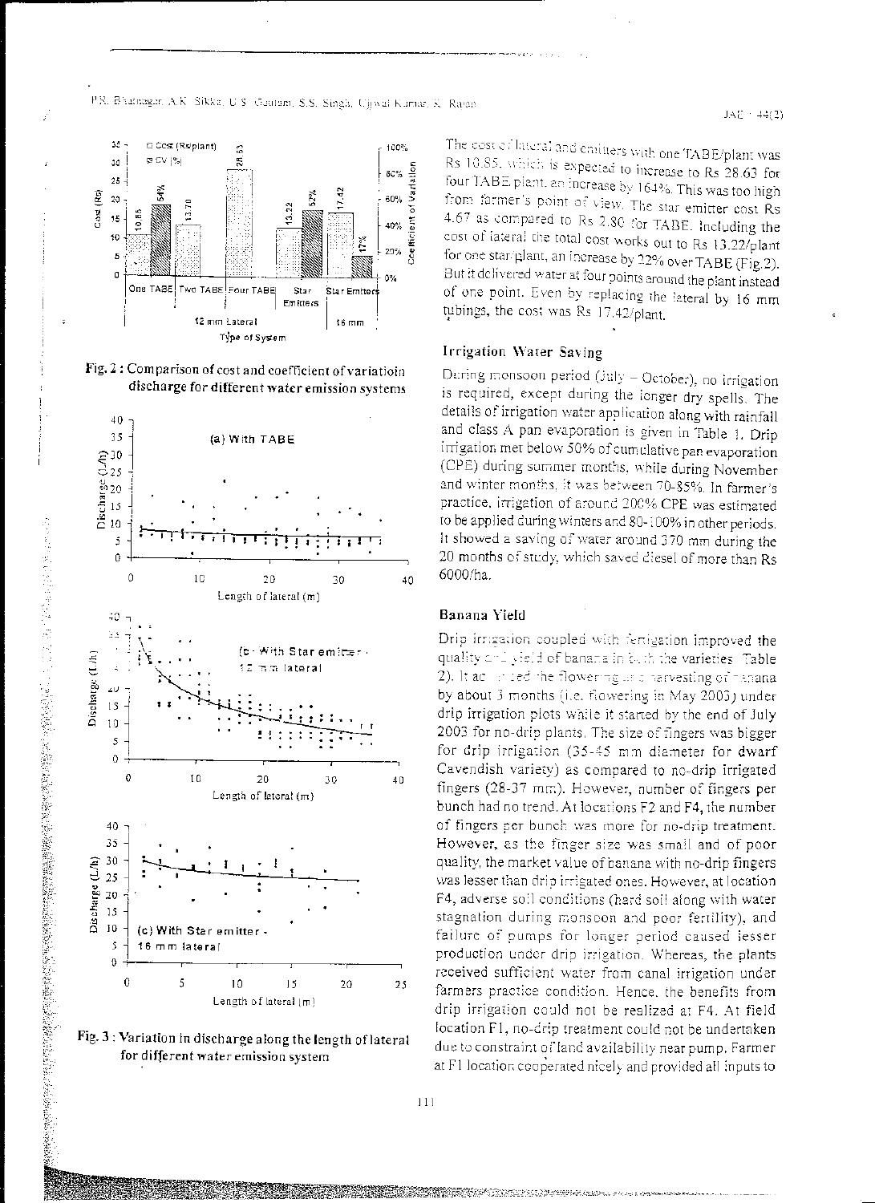Fig. 2 : Comparison of cost and coefficient of variatioin discharge for different water emission systems

Fig. 3 : Variation in discharge along the length of lateral for different water emission system

The cost of lateral and emitters with one TABE/plant was Rs 10.85, which is expected to increase to Rs 28.63 for four TABE plant, an increase by 164%. This was too high from farmer's point of view. The star emitter cost Rs 4.67 as compared to Rs 2.80 for TABE. Including the cost of lateral the total cost works out to Rs 13.22/plant for one star/plant, an increase by 22% over TABE (Fig.2). But it delivered water at four points around the plant instead of one point. Even by replacing the lateral by 16 mm tubings, the cost was Rs 17.42/plant.

## Irrigation Water Saving

During monsoon period (July – October), no irrigation is required, except during the longer dry spells. The details of irrigation water application along with rainfall and class A pan evaporation is given in Table 1. Drip irrigation met below 50% of cumulative pan evaporation (CPE) during summer months, while during November and winter months, it was between 70-85%. In farmer's practice, irrigation of around 200% CPE was estimated to be applied during winters and 80-100% in other periods. It showed a saving of water around 370 mm during the 20 months of study, which saved diesel of more than Rs 6000/ha.

## Banana Yield

Drip irrigation coupled with fertigation improved the quality and yield of banana in both the varieties (Table 2). It advanced the flowering and harvesting of banana by about 3 months (i.e. flowering in May 2003) under drip irrigation plots while it started by the end of July 2003 for no-drip plants. The size of fingers was bigger for drip irrigation (35-45 mm diameter for dwarf Cavendish variety) as compared to no-drip irrigated fingers (28-37 mm). However, number of fingers per bunch had no trend. At locations F2 and F4, the number of fingers per bunch was more for no-drip treatment. However, as the finger size was small and of poor quality, the market value of banana with no-drip fingers was lesser than drip irrigated ones. However, at location F4, adverse soil conditions (hard soil along with water stagnation during monsoon and poor fertility), and failure of pumps for longer period caused lesser production under drip irrigation. Whereas, the plants received sufficient water from canal irrigation under farmers practice condition. Hence, the benefits from drip irrigation could not be realized at F4. At field location F1, no-drip treatment could not be undertaken due to constraint of land availability near pump. Farmer at F1 location cooperated nicely and provided all inputs to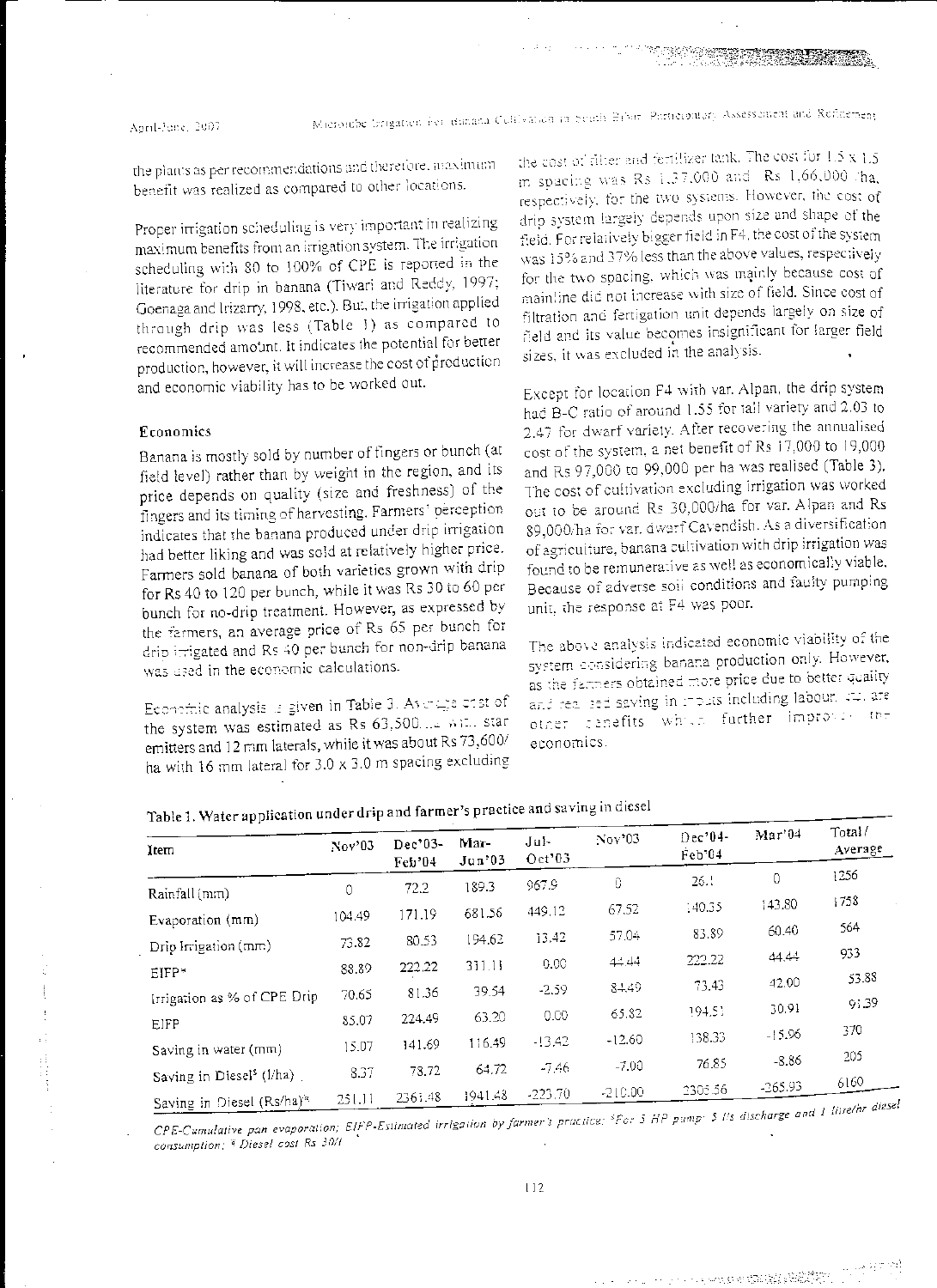the plants as per recommendations and therefore, maximum benefit was realized as compared to other locations.

Proper irrigation scheduling is very important in realizing maximum benefits from an irrigation system. The irrigation scheduling with 80 to 100% of CPE is reported in the literature for drip in banana (Tiwari and Reddy, 1997; Goenaga and Irizarry, 1998, etc.). But, the irrigation applied through drip was less (Table 1) as compared to recommended amount. It indicates the potential for better production, however, it will increase the cost of production and economic viability has to be worked out.

### Economics

Banana is mostly sold by number of fingers or bunch (at field level) rather than by weight in the region, and its price depends on quality (size and freshness) of the fingers and its timing of harvesting. Farmers' perception indicates that the banana produced under drip irrigation had better liking and was sold at relatively higher price. Farmers sold banana of both varieties grown with drip for Rs 40 to 120 per bunch, while it was Rs 30 to 60 per bunch for no-drip treatment. However, as expressed by the farmers, an average price of Rs 65 per bunch for drip irrigated and Rs 40 per bunch for non-drip banana was used in the economic calculations.

Economic analysis is given in Table 3. Average cost of the system was estimated as Rs 63,500/ha with star emitters and 12 mm laterals, while it was about Rs 73,600/ha with 16 mm lateral for 3.0 x 3.0 m spacing excluding the cost of filter and fertilizer tank. The cost for 1.5 x 1.5 m spacing was Rs 1,37,000 and Rs 1,66,000/ha, respectively, for the two systems. However, the cost of drip system largely depends upon size and shape of the field. For relatively bigger field in F4, the cost of the system was 15% and 37% less than the above values, respectively for the two spacing, which was mainly because cost of mainline did not increase with size of field. Since cost of filtration and fertigation unit depends largely on size of field and its value becomes insignificant for larger field sizes, it was excluded in the analysis.

Except for location F4 with var. Alpan, the drip system had B-C ratio of around 1.55 for tall variety and 2.03 to 2.47 for dwarf variety. After recovering the annualised cost of the system, a net benefit of Rs 17,000 to 19,000 and Rs 97,000 to 99,000 per ha was realised (Table 3). The cost of cultivation excluding irrigation was worked out to be around Rs 30,000/ha for var. Alpan and Rs 89,000/ha for var. dwarf Cavendish. As a diversification of agriculture, banana cultivation with drip irrigation was found to be remunerative as well as economically viable. Because of adverse soil conditions and faulty pumping unit, the response at F4 was poor.

The above analysis indicated economic viability of the system considering banana production only. However, as the farmers obtained more price due to better quality and realised saving in inputs including labour, there are other benefits which further improve the economics.

**Table 1. Water application under drip and farmer's practice and saving in diesel**

| Item | Nov'03 | Dec'03-Feb'04 | Mar-Jun'03 | Jul-Oct'03 | Nov'03 | Dec'04-Feb'04 | Mar'04 | Total / Average |
|---|---|---|---|---|---|---|---|---|
| Rainfall (mm) | 0 | 72.2 | 189.3 | 967.9 | 0 | 26.1 | 0 | 1256 |
| Evaporation (mm) | 104.49 | 171.19 | 681.56 | 449.12 | 67.52 | 140.35 | 143.80 | 1758 |
| Drip Irrigation (mm) | 73.82 | 80.53 | 194.62 | 13.42 | 57.04 | 83.89 | 60.40 | 564 |
| EIFP* | 88.89 | 222.22 | 311.11 | 0.00 | 44.44 | 222.22 | 44.44 | 933 |
| Irrigation as % of CPE Drip | 70.65 | 81.36 | 39.54 | -2.59 | 84.49 | 73.43 | 42.00 | 53.88 |
| EIFP | 85.07 | 224.49 | 63.20 | 0.00 | 65.82 | 194.51 | 30.91 | 91.39 |
| Saving in water (mm) | 15.07 | 141.69 | 116.49 | -13.42 | -12.60 | 138.33 | -15.96 | 370 |
| Saving in Diesel$^{5}$ (l/ha) | 8.37 | 78.72 | 64.72 | -7.46 | -7.00 | 76.85 | -8.86 | 205 |
| Saving in Diesel (Rs/ha)$^{*}$ | 251.11 | 2361.48 | 1941.48 | -223.70 | -210.00 | 2305.56 | -265.93 | 6160 |

*CPE-Cumulative pan evaporation; EIFP-Estimated irrigation by farmer's practice; $^{5}$For 5 HP pump: 5 l/s discharge and 1 litre/hr diesel consumption; $^{*}$ Diesel cost Rs 30/l*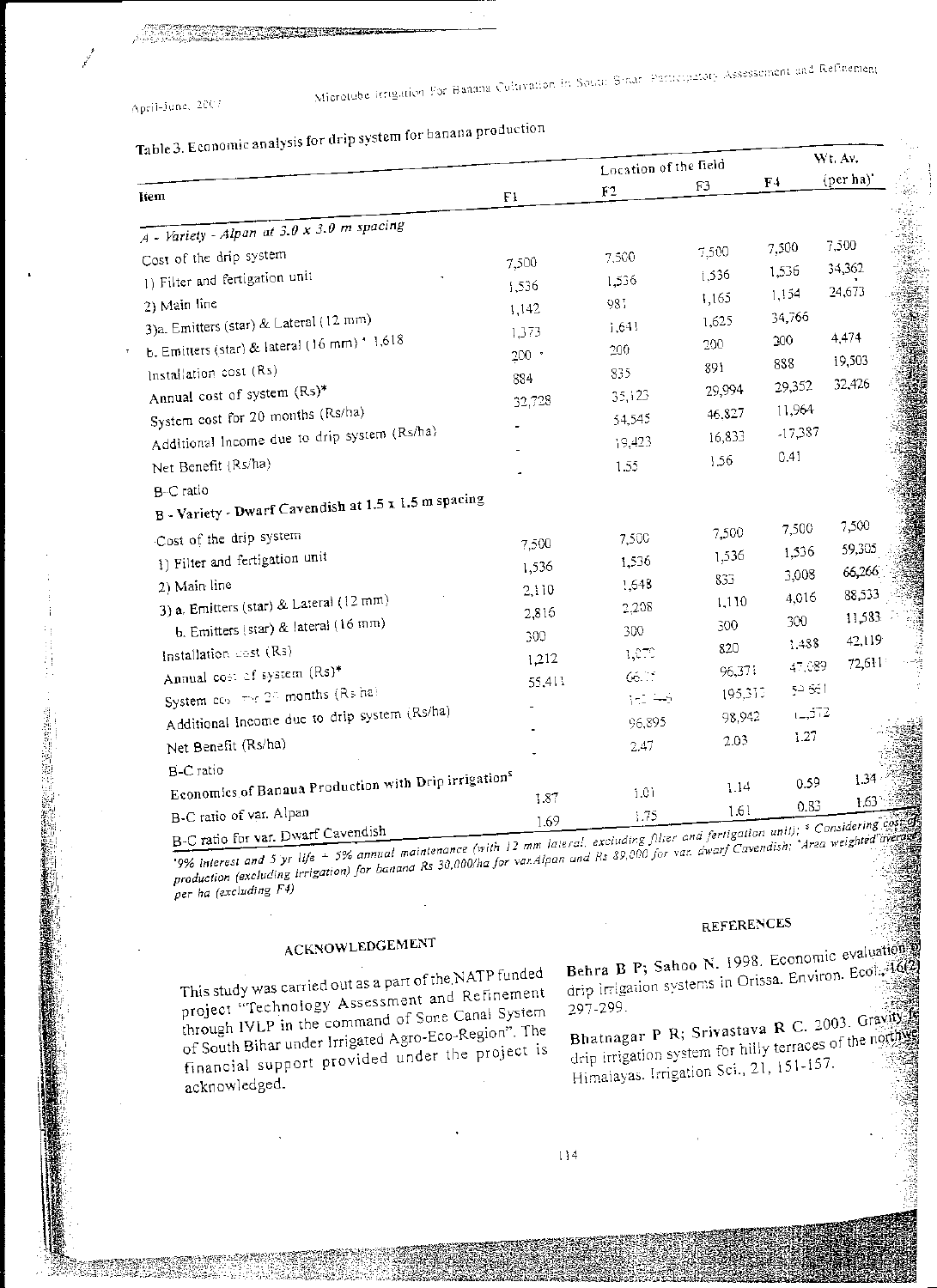Table 3. Economic analysis for drip system for banana production

| Item | F1 | F2 | F3 | F4 | Wt. Av. (per ha)' |
|---|---|---|---|---|---|
| | Location of the field | | | | |
| *A - Variety - Alpan at 3.0 x 3.0 m spacing* | | | | | |
| Cost of the drip system | | | | | |
| 1) Filter and fertigation unit | 7,500 | 7,500 | 7,500 | 7,500 | 7,500 |
| 2) Main line | 1,536 | 1,536 | 1,536 | 1,536 | 34,362 |
| 3)a. Emitters (star) & Lateral (12 mm) | 1,142 | 987 | 1,165 | 1,154 | 24,673 |
| b. Emitters (star) & lateral (16 mm) * 1,618 | 1,373 | 1,641 | 1,625 | 34,766 | |
| Installation cost (Rs) | 200 | 200 | 200 | 200 | 4,474 |
| Annual cost of system (Rs)* | 884 | 835 | 891 | 888 | 19,503 |
| System cost for 20 months (Rs/ha) | 32,728 | 35,123 | 29,994 | 29,352 | 32,426 |
| Additional Income due to drip system (Rs/ha) | - | 54,545 | 46,827 | 11,964 | |
| Net Benefit (Rs/ha) | - | 19,423 | 16,833 | -17,387 | |
| B-C ratio | - | 1.55 | 1.56 | 0.41 | |
| **B - Variety - Dwarf Cavendish at 1.5 x 1.5 m spacing** | | | | | |
| Cost of the drip system | | | | | |
| 1) Filter and fertigation unit | 7,500 | 7,500 | 7,500 | 7,500 | 7,500 |
| 2) Main line | 1,536 | 1,536 | 1,536 | 1,536 | 59,305 |
| 3) a. Emitters (star) & Lateral (12 mm) | 2,110 | 1,648 | 833 | 3,008 | 66,266 |
| b. Emitters (star) & lateral (16 mm) | 2,816 | 2,208 | 1,110 | 4,016 | 88,533 |
| Installation cost (Rs) | 300 | 300 | 300 | 300 | 11,583 |
| Annual cost of system (Rs)* | 1,212 | 1,070 | 820 | 1,488 | 42,119 |
| System cost for 20 months (Rs/ha) | 55,411 | 66,… | 96,371 | 47,089 | 72,611 |
| Additional Income due to drip system (Rs/ha) | - | 1…,… | 195,31… | 5…,561 | |
| Net Benefit (Rs/ha) | - | 96,895 | 98,942 | 1…,572 | |
| B-C ratio | - | 2.47 | 2.03 | 1.27 | |
| **Economics of Banana Production with Drip irrigation$** | | | | | |
| B-C ratio of var. Alpan | 1.87 | 1.01 | 1.14 | 0.59 | 1.34 |
| B-C ratio for var. Dwarf Cavendish | 1.69 | 1.75 | 1.61 | 0.83 | 1.63 |

*\*9% interest and 5 yr life + 5% annual maintenance (with 12 mm lateral, excluding filter and fertigation unit); $ Considering cost of production (excluding irrigation) for banana Rs 30,000/ha for var. Alpan and Rs 89,000 for var. dwarf Cavendish; ' Area weighted average per ha (excluding F4)*

## ACKNOWLEDGEMENT

This study was carried out as a part of the NATP funded project "Technology Assessment and Refinement through IVLP in the command of Sone Canal System of South Bihar under Irrigated Agro-Eco-Region". The financial support provided under the project is acknowledged.

## REFERENCES

Behra B P; Sahoo N. 1998. Economic evaluation of drip irrigation systems in Orissa. Environ. Ecol., 16(2) 297-299.

Bhatnagar P R; Srivastava R C. 2003. Gravity fed drip irrigation system for hilly terraces of the northwest Himalayas. Irrigation Sci., 21, 151-157.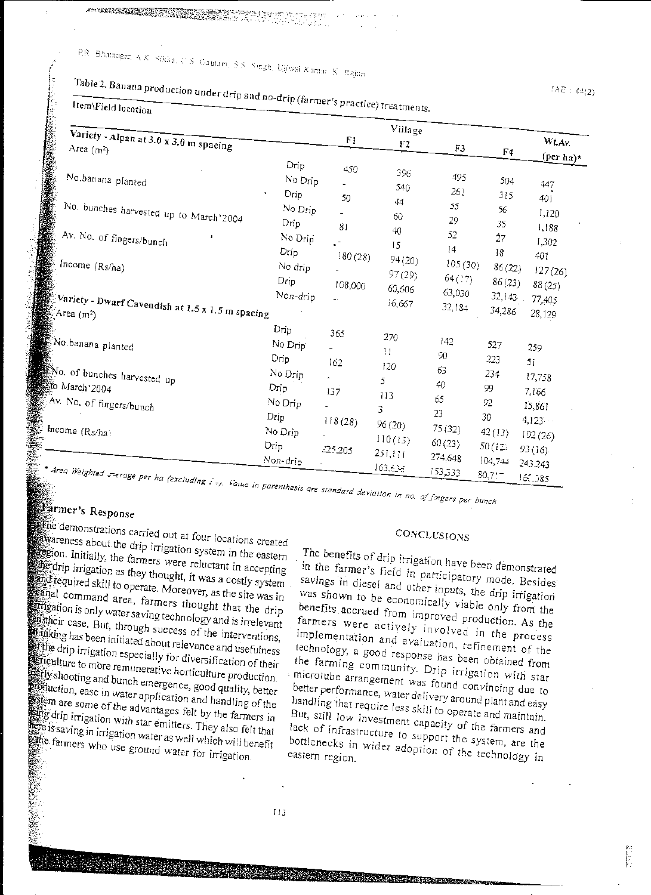Table 2. Banana production under drip and no-drip (farmer's practice) treatments.

| Item\Field location | | Village F1 | F2 | F3 | F4 | Wt.Av. (per ha)* |
|---|---|---|---|---|---|---|
| **Variety - Alpan at 3.0 x 3.0 m spacing** | | | | | | |
| Area (m²) | Drip | 450 | 396 | 495 | 504 | 447 |
| | No Drip | - | 540 | 261 | 315 | 401 |
| No.banana planted | Drip | 50 | 44 | 55 | 56 | 1,120 |
| | No Drip | - | 60 | 29 | 35 | 1,188 |
| No. bunches harvested up to March'2004 | Drip | 81 | 40 | 52 | 27 | 1,302 |
| | No Drip | - | 15 | 14 | 18 | 401 |
| Av. No. of fingers/bunch | Drip | 180 (28) | 94 (20) | 105 (30) | 86 (22) | 127 (26) |
| | No drip | - | 97 (29) | 64 (17) | 86 (23) | 88 (25) |
| Income (Rs/ha) | Drip | 108,000 | 60,606 | 63,030 | 32,143 | 77,405 |
| | Non-drip | - | 16,667 | 32,184 | 34,286 | 28,129 |
| **Variety - Dwarf Cavendish at 1.5 x 1.5 m spacing** | | | | | | |
| Area (m²) | Drip | 365 | 270 | 142 | 527 | 259 |
| | No Drip | - | 11 | 90 | 223 | 51 |
| No.banana planted | Drip | 162 | 120 | 63 | 234 | 17,758 |
| | No Drip | - | 5 | 40 | 99 | 7,166 |
| No. of bunches harvested up to March'2004 | Drip | 137 | 113 | 65 | 92 | 15,861 |
| | No Drip | - | 3 | 23 | 30 | 4,123 |
| Av. No. of fingers/bunch | Drip | 118 (28) | 96 (20) | 75 (32) | 42 (13) | 102 (26) |
| | No Drip | - | 110 (13) | 60 (23) | 50 (12) | 93 (16) |
| Income (Rs/ha) | Drip | 225,205 | 251,111 | 274,648 | 104,744 | 243,243 |
| | Non-drip | - | 163,636 | 153,333 | 80,717 | 166,085 |

\* Area Weighted average per ha (excluding F4). Value in parenthesis are standard deviation in no. of fingers per bunch

## Farmer's Response

The demonstrations carried out at four locations created awareness about the drip irrigation system in the eastern region. Initially, the farmers were reluctant in accepting the drip irrigation as they thought, it was a costly system and required skill to operate. Moreover, as the site was in canal command area, farmers thought that the drip irrigation is only water saving technology and is irrelevant in their case. But, through success of the interventions, thinking has been initiated about relevance and usefulness of the drip irrigation especially for diversification of their agriculture to more remunerative horticulture production. Early shooting and bunch emergence, good quality, better production, ease in water application and handling of the system are some of the advantages felt by the farmers in using drip irrigation with star emitters. They also felt that there is saving in irrigation water as well which will benefit the farmers who use ground water for irrigation.

## CONCLUSIONS

The benefits of drip irrigation have been demonstrated in the farmer's field in participatory mode. Besides savings in diesel and other inputs, the drip irrigation was shown to be economically viable only from the benefits accrued from improved production. As the farmers were actively involved in the process implementation and evaluation, refinement of the technology, a good response has been obtained from the farming community. Drip irrigation with star microtube arrangement was found convincing due to better performance, water delivery around plant and easy handling that require less skill to operate and maintain. But, still low investment capacity of the farmers and lack of infrastructure to support the system, are the bottlenecks in wider adoption of the technology in eastern region.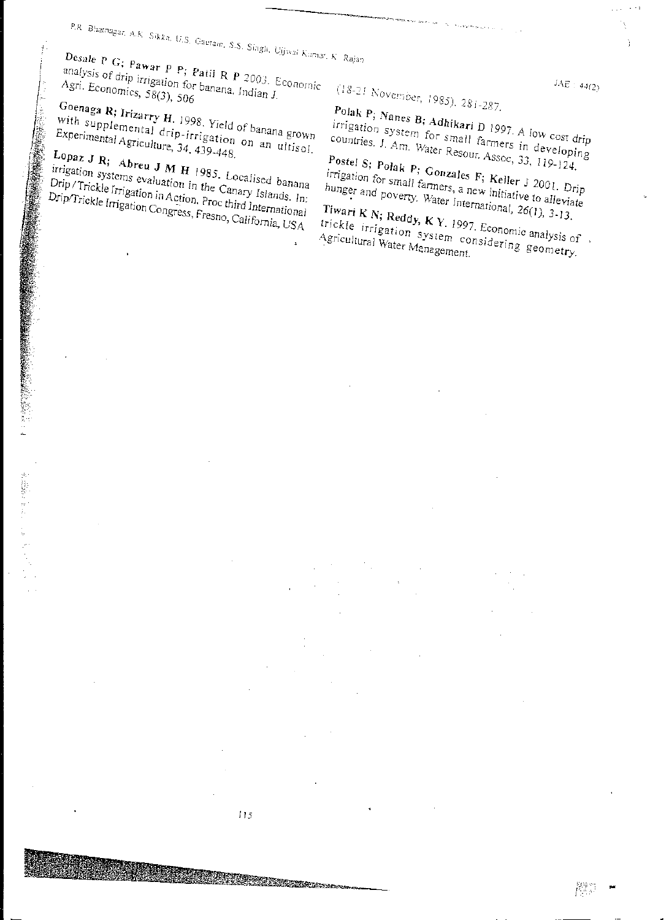**Desale P G; Pawar P P; Patil R P** 2003. Economic analysis of drip irrigation for banana. Indian J. Agri. Economics, 58(3), 506

**Goenaga R; Irizarry H.** 1998. Yield of banana grown with supplemental drip-irrigation on an ultisol. Experimental Agriculture, 34, 439-448.

**Lopaz J R; Abreu J M H** 1985. Localised banana irrigation systems evaluation in the Canary Islands. In: Drip/Trickle Irrigation in Action. Proc third International Drip/Trickle Irrigation Congress, Fresno, California, USA (18-21 November, 1985). 281-287.

**Polak P; Nanes B; Adhikari D** 1997. A low cost drip irrigation system for small farmers in developing countries. J. Am. Water Resour. Assoc, 33, 119-124.

**Postel S; Polak P; Gonzales F; Keller J** 2001. Drip irrigation for small farmers, a new initiative to alleviate hunger and poverty. Water International, 26(1), 3-13.

**Tiwari K N; Reddy, K Y.** 1997. Economic analysis of trickle irrigation system considering geometry. Agricultural Water Management.